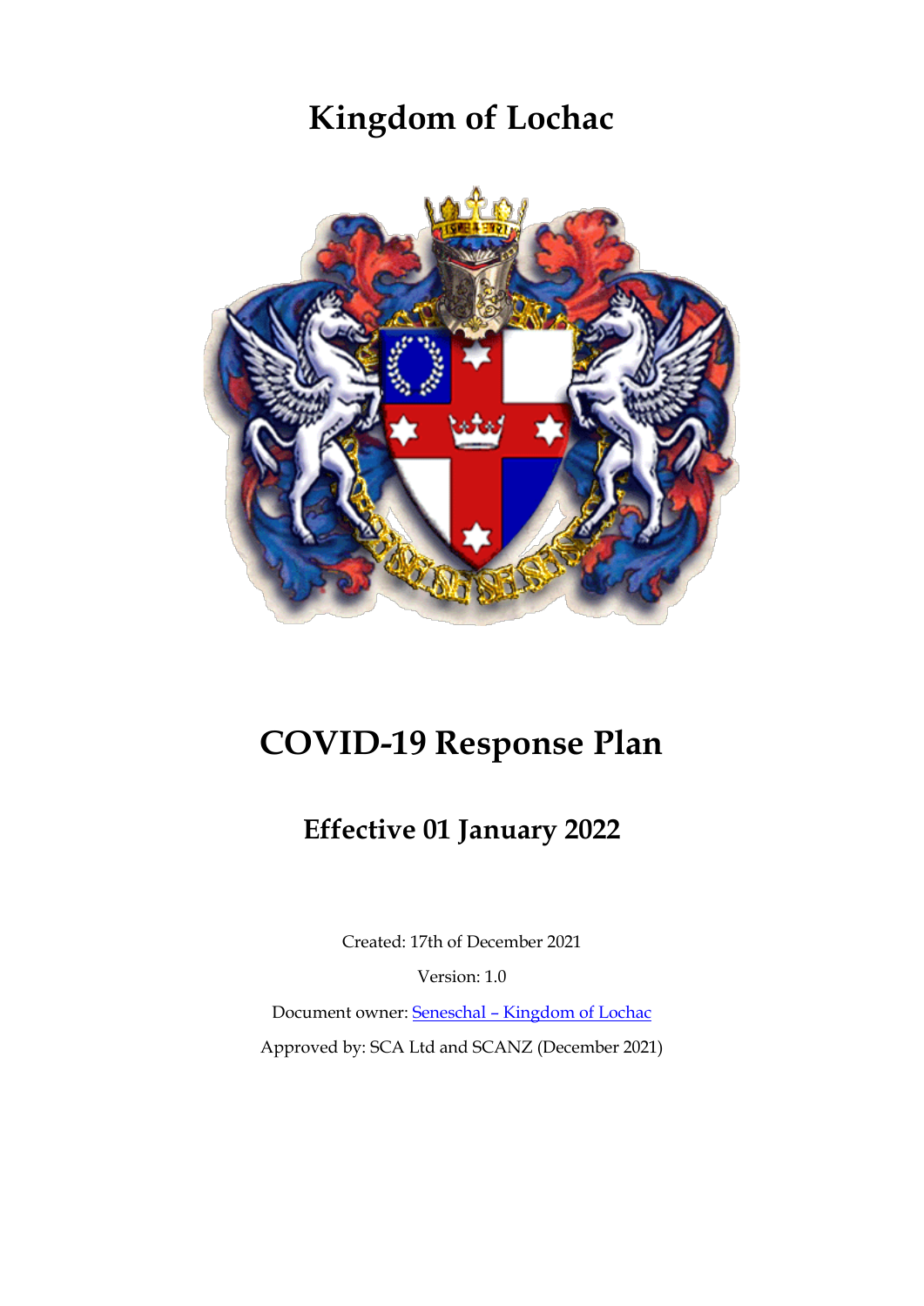# Kingdom of Lochac

# COVID-19 Response Plan

## Effective 01 January 2022

Created: 17th of December 2021

Version: 1.0

Document owner: Seneschal – Kingdom of Lochac

Approved by: SCA Ltd and SCANZ (December 2021)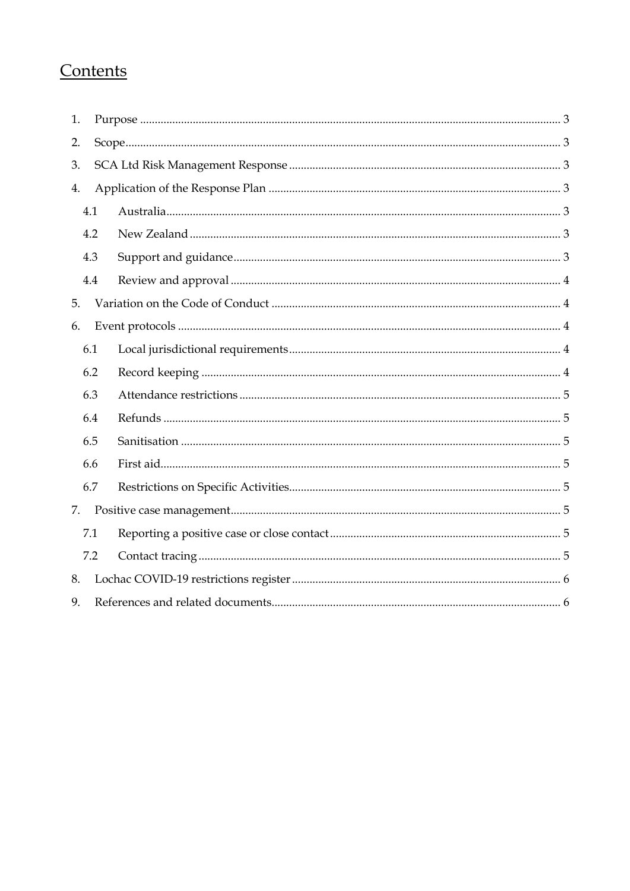# Contents

1. Purpose ........................................................................ 3
2. Scope ........................................................................ 3
3. SCA Ltd Risk Management Response ........................................................................ 3
4. Application of the Response Plan ........................................................................ 3
   - 4.1 Australia ........................................................................ 3
   - 4.2 New Zealand ........................................................................ 3
   - 4.3 Support and guidance ........................................................................ 3
   - 4.4 Review and approval ........................................................................ 4
5. Variation on the Code of Conduct ........................................................................ 4
6. Event protocols ........................................................................ 4
   - 6.1 Local jurisdictional requirements ........................................................................ 4
   - 6.2 Record keeping ........................................................................ 4
   - 6.3 Attendance restrictions ........................................................................ 5
   - 6.4 Refunds ........................................................................ 5
   - 6.5 Sanitisation ........................................................................ 5
   - 6.6 First aid ........................................................................ 5
   - 6.7 Restrictions on Specific Activities ........................................................................ 5
7. Positive case management ........................................................................ 5
   - 7.1 Reporting a positive case or close contact ........................................................................ 5
   - 7.2 Contact tracing ........................................................................ 5
8. Lochac COVID-19 restrictions register ........................................................................ 6
9. References and related documents ........................................................................ 6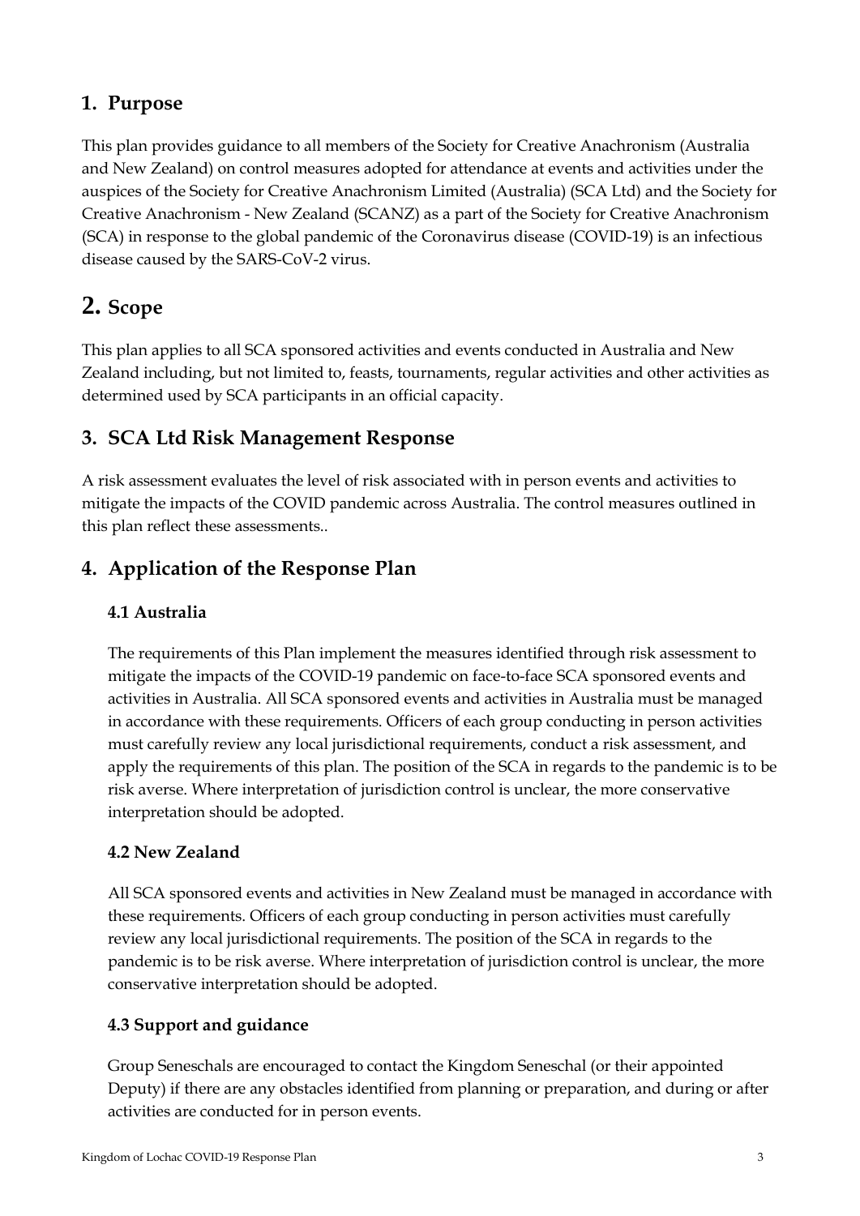## 1. Purpose

This plan provides guidance to all members of the Society for Creative Anachronism (Australia and New Zealand) on control measures adopted for attendance at events and activities under the auspices of the Society for Creative Anachronism Limited (Australia) (SCA Ltd) and the Society for Creative Anachronism - New Zealand (SCANZ) as a part of the Society for Creative Anachronism (SCA) in response to the global pandemic of the Coronavirus disease (COVID-19) is an infectious disease caused by the SARS-CoV-2 virus.

# 2. Scope

This plan applies to all SCA sponsored activities and events conducted in Australia and New Zealand including, but not limited to, feasts, tournaments, regular activities and other activities as determined used by SCA participants in an official capacity.

## 3. SCA Ltd Risk Management Response

A risk assessment evaluates the level of risk associated with in person events and activities to mitigate the impacts of the COVID pandemic across Australia. The control measures outlined in this plan reflect these assessments..

## 4. Application of the Response Plan

### 4.1 Australia

The requirements of this Plan implement the measures identified through risk assessment to mitigate the impacts of the COVID-19 pandemic on face-to-face SCA sponsored events and activities in Australia. All SCA sponsored events and activities in Australia must be managed in accordance with these requirements. Officers of each group conducting in person activities must carefully review any local jurisdictional requirements, conduct a risk assessment, and apply the requirements of this plan. The position of the SCA in regards to the pandemic is to be risk averse. Where interpretation of jurisdiction control is unclear, the more conservative interpretation should be adopted.

### 4.2 New Zealand

All SCA sponsored events and activities in New Zealand must be managed in accordance with these requirements. Officers of each group conducting in person activities must carefully review any local jurisdictional requirements. The position of the SCA in regards to the pandemic is to be risk averse. Where interpretation of jurisdiction control is unclear, the more conservative interpretation should be adopted.

### 4.3 Support and guidance

Group Seneschals are encouraged to contact the Kingdom Seneschal (or their appointed Deputy) if there are any obstacles identified from planning or preparation, and during or after activities are conducted for in person events.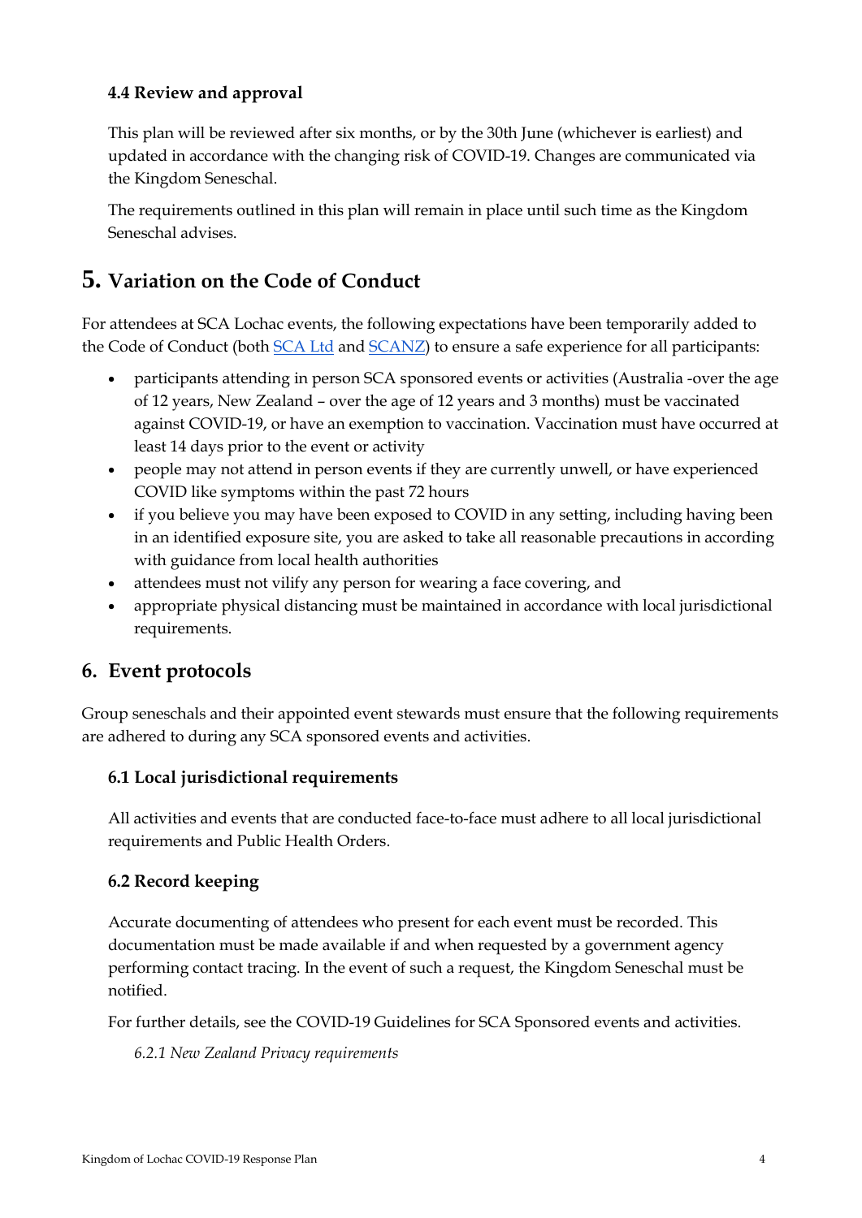### 4.4 Review and approval

This plan will be reviewed after six months, or by the 30th June (whichever is earliest) and updated in accordance with the changing risk of COVID-19. Changes are communicated via the Kingdom Seneschal.

The requirements outlined in this plan will remain in place until such time as the Kingdom Seneschal advises.

# 5. Variation on the Code of Conduct

For attendees at SCA Lochac events, the following expectations have been temporarily added to the Code of Conduct (both SCA Ltd and SCANZ) to ensure a safe experience for all participants:

- participants attending in person SCA sponsored events or activities (Australia -over the age of 12 years, New Zealand – over the age of 12 years and 3 months) must be vaccinated against COVID-19, or have an exemption to vaccination. Vaccination must have occurred at least 14 days prior to the event or activity
- people may not attend in person events if they are currently unwell, or have experienced COVID like symptoms within the past 72 hours
- if you believe you may have been exposed to COVID in any setting, including having been in an identified exposure site, you are asked to take all reasonable precautions in according with guidance from local health authorities
- attendees must not vilify any person for wearing a face covering, and
- appropriate physical distancing must be maintained in accordance with local jurisdictional requirements.

## 6. Event protocols

Group seneschals and their appointed event stewards must ensure that the following requirements are adhered to during any SCA sponsored events and activities.

### 6.1 Local jurisdictional requirements

All activities and events that are conducted face-to-face must adhere to all local jurisdictional requirements and Public Health Orders.

### 6.2 Record keeping

Accurate documenting of attendees who present for each event must be recorded. This documentation must be made available if and when requested by a government agency performing contact tracing. In the event of such a request, the Kingdom Seneschal must be notified.

For further details, see the COVID-19 Guidelines for SCA Sponsored events and activities.

*6.2.1 New Zealand Privacy requirements*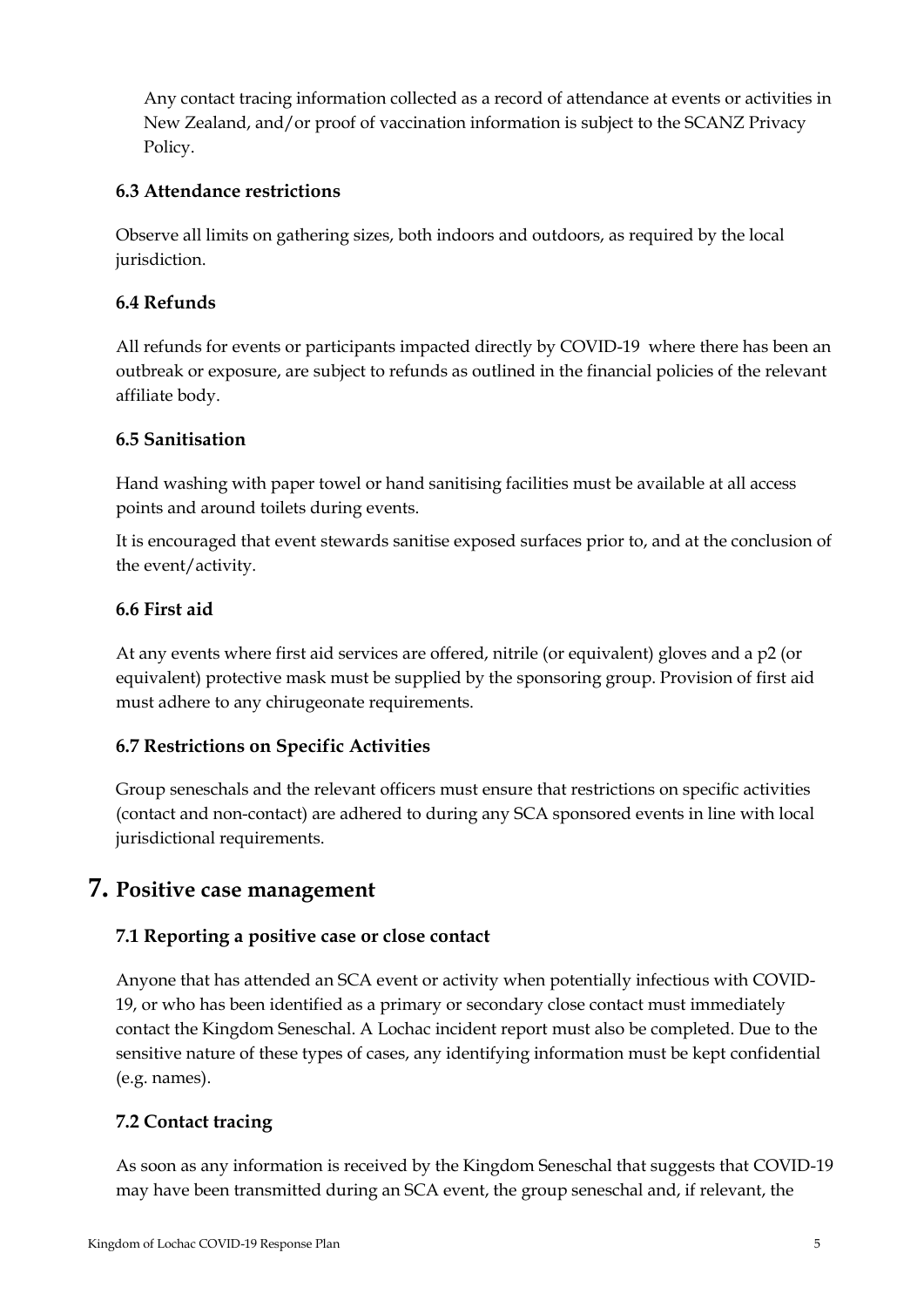Any contact tracing information collected as a record of attendance at events or activities in New Zealand, and/or proof of vaccination information is subject to the SCANZ Privacy Policy.

### 6.3 Attendance restrictions

Observe all limits on gathering sizes, both indoors and outdoors, as required by the local jurisdiction.

### 6.4 Refunds

All refunds for events or participants impacted directly by COVID-19 where there has been an outbreak or exposure, are subject to refunds as outlined in the financial policies of the relevant affiliate body.

### 6.5 Sanitisation

Hand washing with paper towel or hand sanitising facilities must be available at all access points and around toilets during events.

It is encouraged that event stewards sanitise exposed surfaces prior to, and at the conclusion of the event/activity.

### 6.6 First aid

At any events where first aid services are offered, nitrile (or equivalent) gloves and a p2 (or equivalent) protective mask must be supplied by the sponsoring group. Provision of first aid must adhere to any chirugeonate requirements.

### 6.7 Restrictions on Specific Activities

Group seneschals and the relevant officers must ensure that restrictions on specific activities (contact and non-contact) are adhered to during any SCA sponsored events in line with local jurisdictional requirements.

# 7. Positive case management

### 7.1 Reporting a positive case or close contact

Anyone that has attended an SCA event or activity when potentially infectious with COVID-19, or who has been identified as a primary or secondary close contact must immediately contact the Kingdom Seneschal. A Lochac incident report must also be completed. Due to the sensitive nature of these types of cases, any identifying information must be kept confidential (e.g. names).

### 7.2 Contact tracing

As soon as any information is received by the Kingdom Seneschal that suggests that COVID-19 may have been transmitted during an SCA event, the group seneschal and, if relevant, the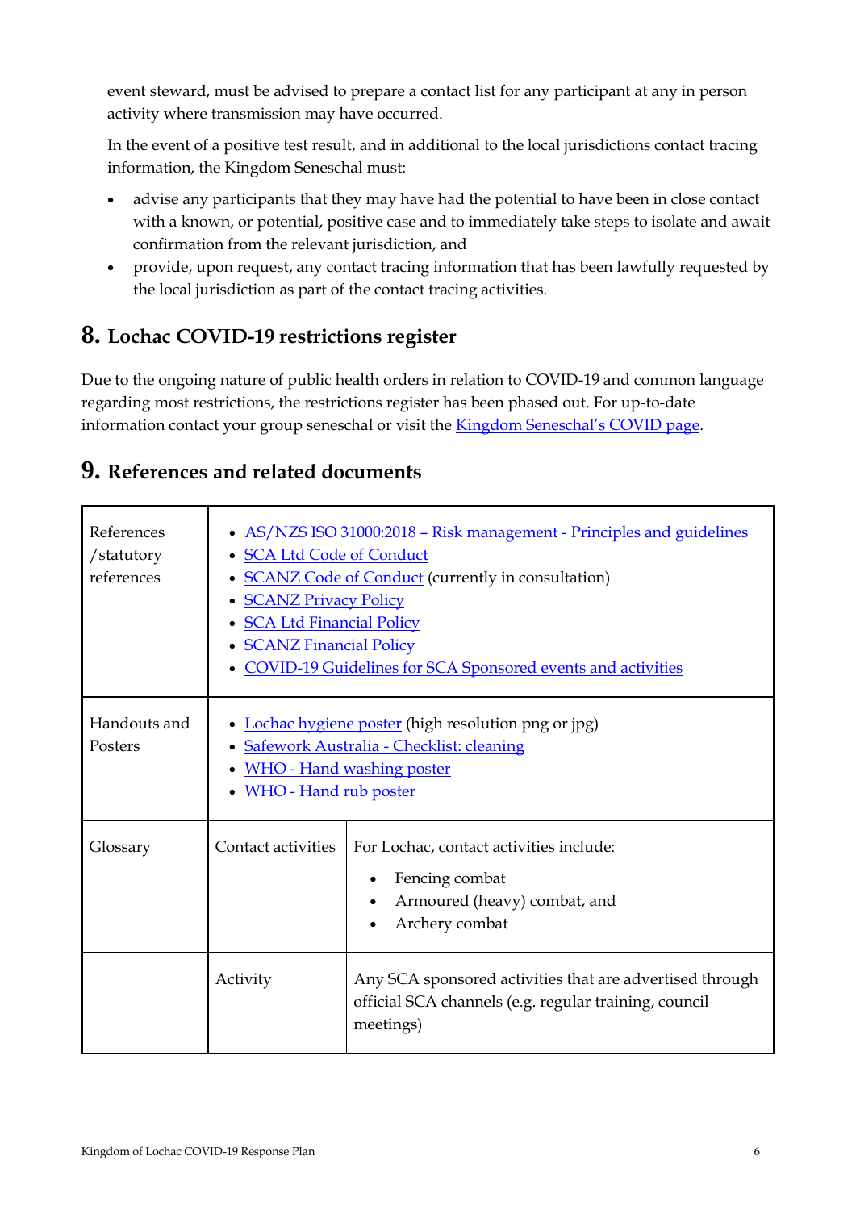event steward, must be advised to prepare a contact list for any participant at any in person activity where transmission may have occurred.

In the event of a positive test result, and in additional to the local jurisdictions contact tracing information, the Kingdom Seneschal must:

- advise any participants that they may have had the potential to have been in close contact with a known, or potential, positive case and to immediately take steps to isolate and await confirmation from the relevant jurisdiction, and
- provide, upon request, any contact tracing information that has been lawfully requested by the local jurisdiction as part of the contact tracing activities.

## 8. Lochac COVID-19 restrictions register

Due to the ongoing nature of public health orders in relation to COVID-19 and common language regarding most restrictions, the restrictions register has been phased out. For up-to-date information contact your group seneschal or visit the Kingdom Seneschal's COVID page.

## 9. References and related documents

| | | |
|---|---|---|
| References /statutory references | • AS/NZS ISO 31000:2018 – Risk management - Principles and guidelines<br>• SCA Ltd Code of Conduct<br>• SCANZ Code of Conduct (currently in consultation)<br>• SCANZ Privacy Policy<br>• SCA Ltd Financial Policy<br>• SCANZ Financial Policy<br>• COVID-19 Guidelines for SCA Sponsored events and activities | |
| Handouts and Posters | • Lochac hygiene poster (high resolution png or jpg)<br>• Safework Australia - Checklist: cleaning<br>• WHO - Hand washing poster<br>• WHO - Hand rub poster | |
| Glossary | Contact activities | For Lochac, contact activities include:<br>• Fencing combat<br>• Armoured (heavy) combat, and<br>• Archery combat |
| | Activity | Any SCA sponsored activities that are advertised through official SCA channels (e.g. regular training, council meetings) |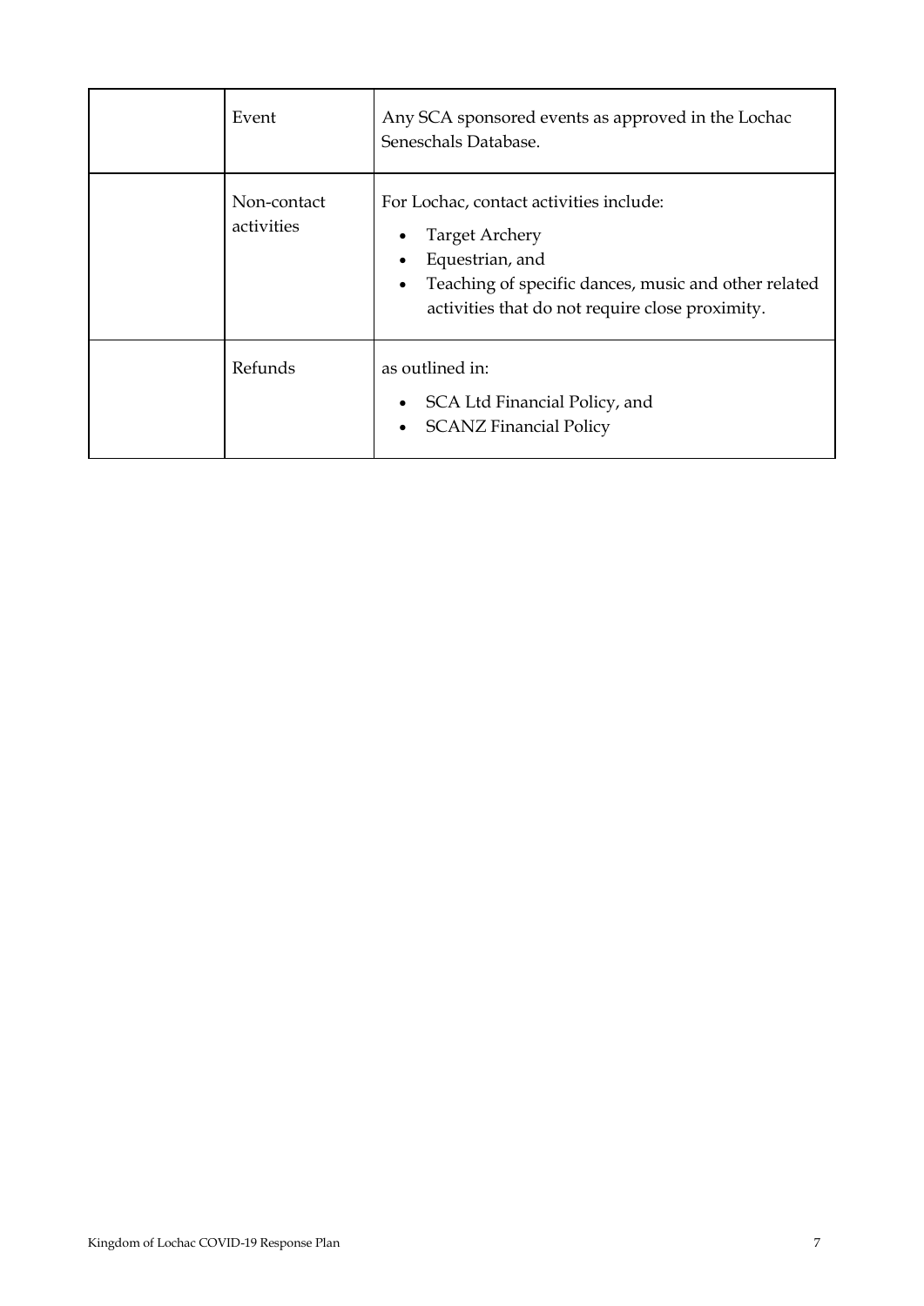| | | |
|---|---|---|
| | Event | Any SCA sponsored events as approved in the Lochac Seneschals Database. |
| | Non-contact activities | For Lochac, contact activities include:<br>• Target Archery<br>• Equestrian, and<br>• Teaching of specific dances, music and other related activities that do not require close proximity. |
| | Refunds | as outlined in:<br>• SCA Ltd Financial Policy, and<br>• SCANZ Financial Policy |